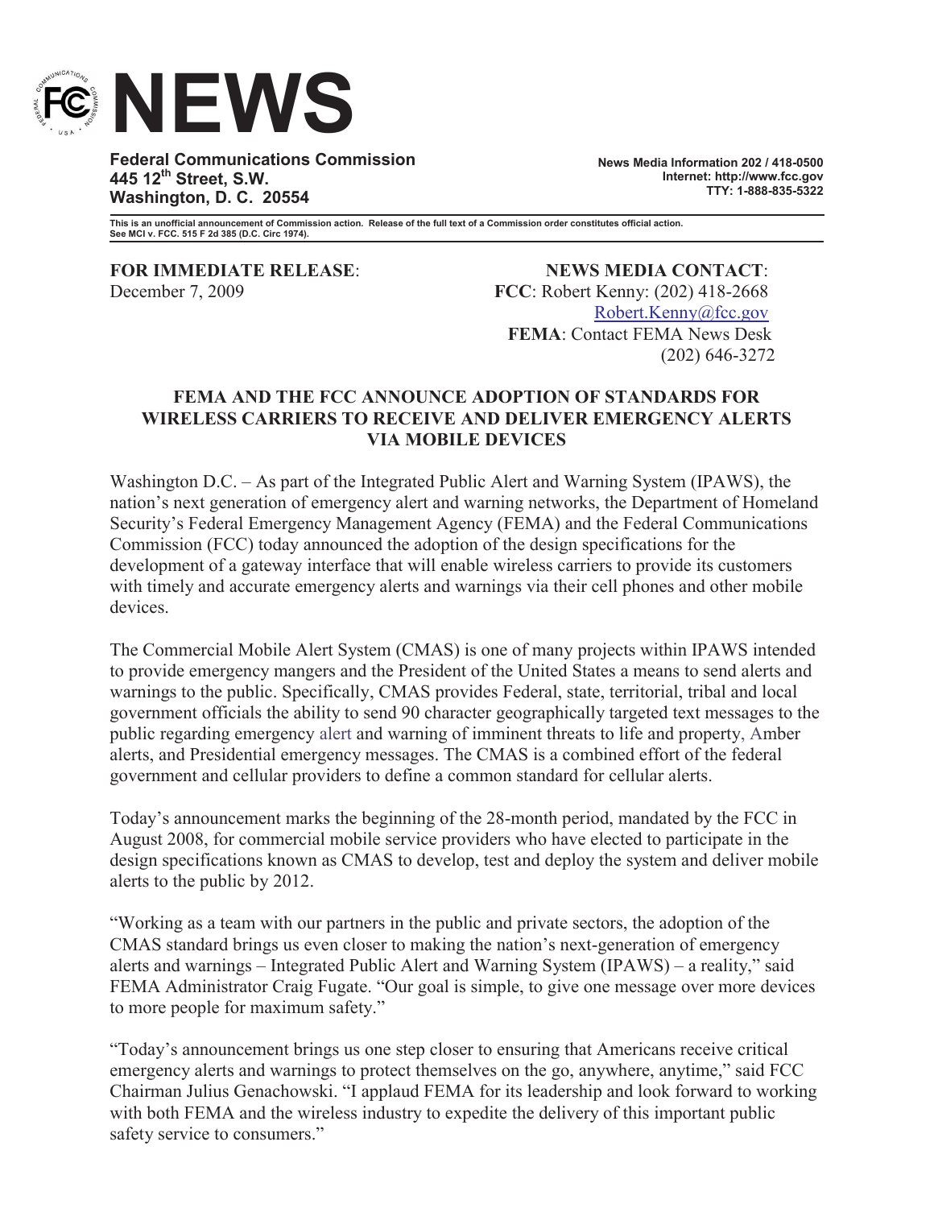# NEWS

**Federal Communications Commission**
**445 12th Street, S.W.**
**Washington, D. C. 20554**

**News Media Information 202 / 418-0500**
**Internet: http://www.fcc.gov**
**TTY: 1-888-835-5322**

**This is an unofficial announcement of Commission action. Release of the full text of a Commission order constitutes official action. See MCI v. FCC. 515 F 2d 385 (D.C. Circ 1974).**

**FOR IMMEDIATE RELEASE**:
December 7, 2009

**NEWS MEDIA CONTACT**:
**FCC**: Robert Kenny: (202) 418-2668
Robert.Kenny@fcc.gov
**FEMA**: Contact FEMA News Desk
(202) 646-3272

## FEMA AND THE FCC ANNOUNCE ADOPTION OF STANDARDS FOR WIRELESS CARRIERS TO RECEIVE AND DELIVER EMERGENCY ALERTS VIA MOBILE DEVICES

Washington D.C. – As part of the Integrated Public Alert and Warning System (IPAWS), the nation's next generation of emergency alert and warning networks, the Department of Homeland Security's Federal Emergency Management Agency (FEMA) and the Federal Communications Commission (FCC) today announced the adoption of the design specifications for the development of a gateway interface that will enable wireless carriers to provide its customers with timely and accurate emergency alerts and warnings via their cell phones and other mobile devices.

The Commercial Mobile Alert System (CMAS) is one of many projects within IPAWS intended to provide emergency mangers and the President of the United States a means to send alerts and warnings to the public. Specifically, CMAS provides Federal, state, territorial, tribal and local government officials the ability to send 90 character geographically targeted text messages to the public regarding emergency alert and warning of imminent threats to life and property, Amber alerts, and Presidential emergency messages. The CMAS is a combined effort of the federal government and cellular providers to define a common standard for cellular alerts.

Today's announcement marks the beginning of the 28-month period, mandated by the FCC in August 2008, for commercial mobile service providers who have elected to participate in the design specifications known as CMAS to develop, test and deploy the system and deliver mobile alerts to the public by 2012.

"Working as a team with our partners in the public and private sectors, the adoption of the CMAS standard brings us even closer to making the nation's next-generation of emergency alerts and warnings – Integrated Public Alert and Warning System (IPAWS) – a reality," said FEMA Administrator Craig Fugate. "Our goal is simple, to give one message over more devices to more people for maximum safety."

"Today's announcement brings us one step closer to ensuring that Americans receive critical emergency alerts and warnings to protect themselves on the go, anywhere, anytime," said FCC Chairman Julius Genachowski. "I applaud FEMA for its leadership and look forward to working with both FEMA and the wireless industry to expedite the delivery of this important public safety service to consumers."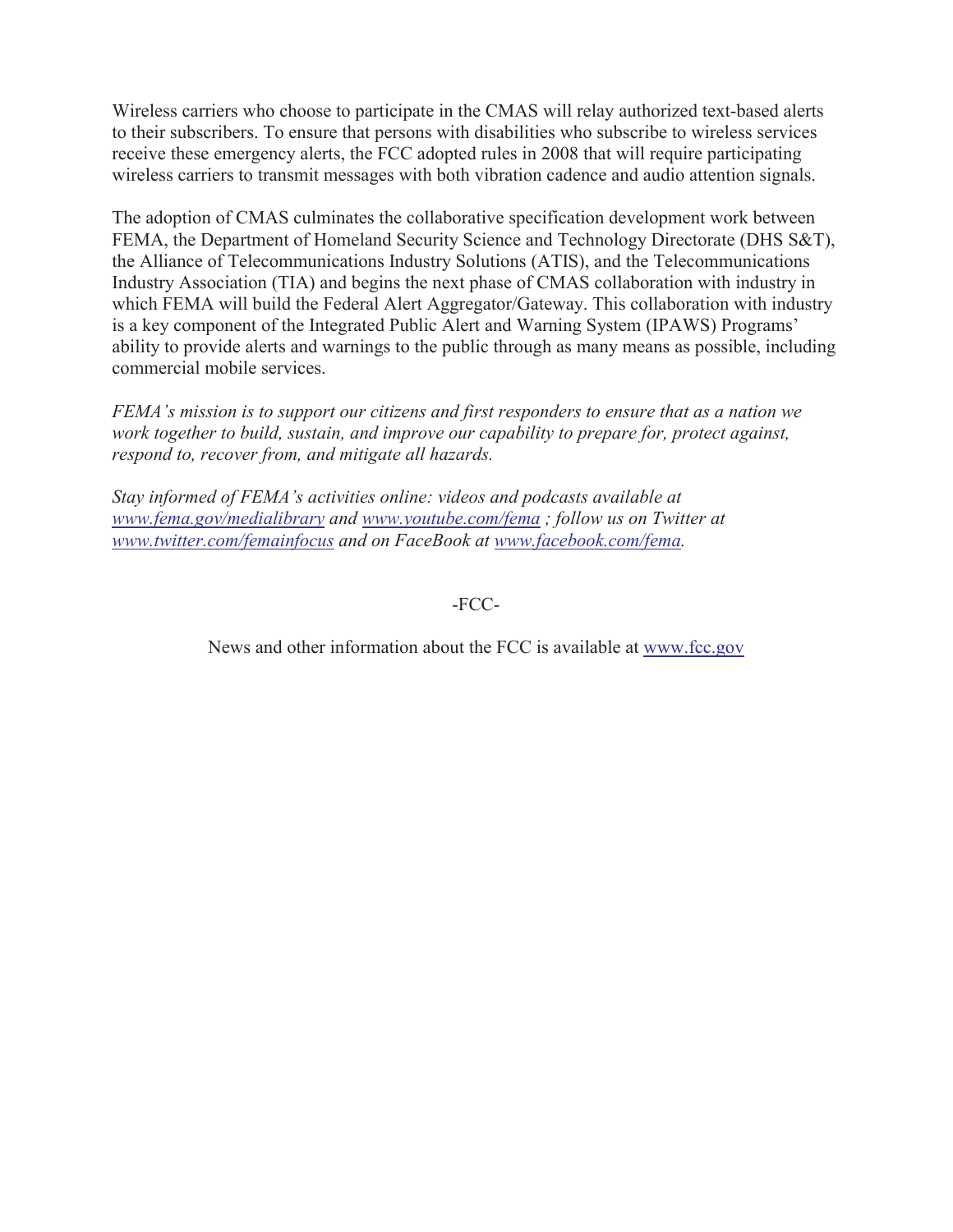Wireless carriers who choose to participate in the CMAS will relay authorized text-based alerts to their subscribers. To ensure that persons with disabilities who subscribe to wireless services receive these emergency alerts, the FCC adopted rules in 2008 that will require participating wireless carriers to transmit messages with both vibration cadence and audio attention signals.

The adoption of CMAS culminates the collaborative specification development work between FEMA, the Department of Homeland Security Science and Technology Directorate (DHS S&T), the Alliance of Telecommunications Industry Solutions (ATIS), and the Telecommunications Industry Association (TIA) and begins the next phase of CMAS collaboration with industry in which FEMA will build the Federal Alert Aggregator/Gateway. This collaboration with industry is a key component of the Integrated Public Alert and Warning System (IPAWS) Programs' ability to provide alerts and warnings to the public through as many means as possible, including commercial mobile services.

*FEMA's mission is to support our citizens and first responders to ensure that as a nation we work together to build, sustain, and improve our capability to prepare for, protect against, respond to, recover from, and mitigate all hazards.*

*Stay informed of FEMA's activities online: videos and podcasts available at [www.fema.gov/medialibrary](www.fema.gov/medialibrary) and [www.youtube.com/fema](www.youtube.com/fema) ; follow us on Twitter at [www.twitter.com/femainfocus](www.twitter.com/femainfocus) and on FaceBook at [www.facebook.com/fema](www.facebook.com/fema).*

-FCC-

News and other information about the FCC is available at [www.fcc.gov](www.fcc.gov)